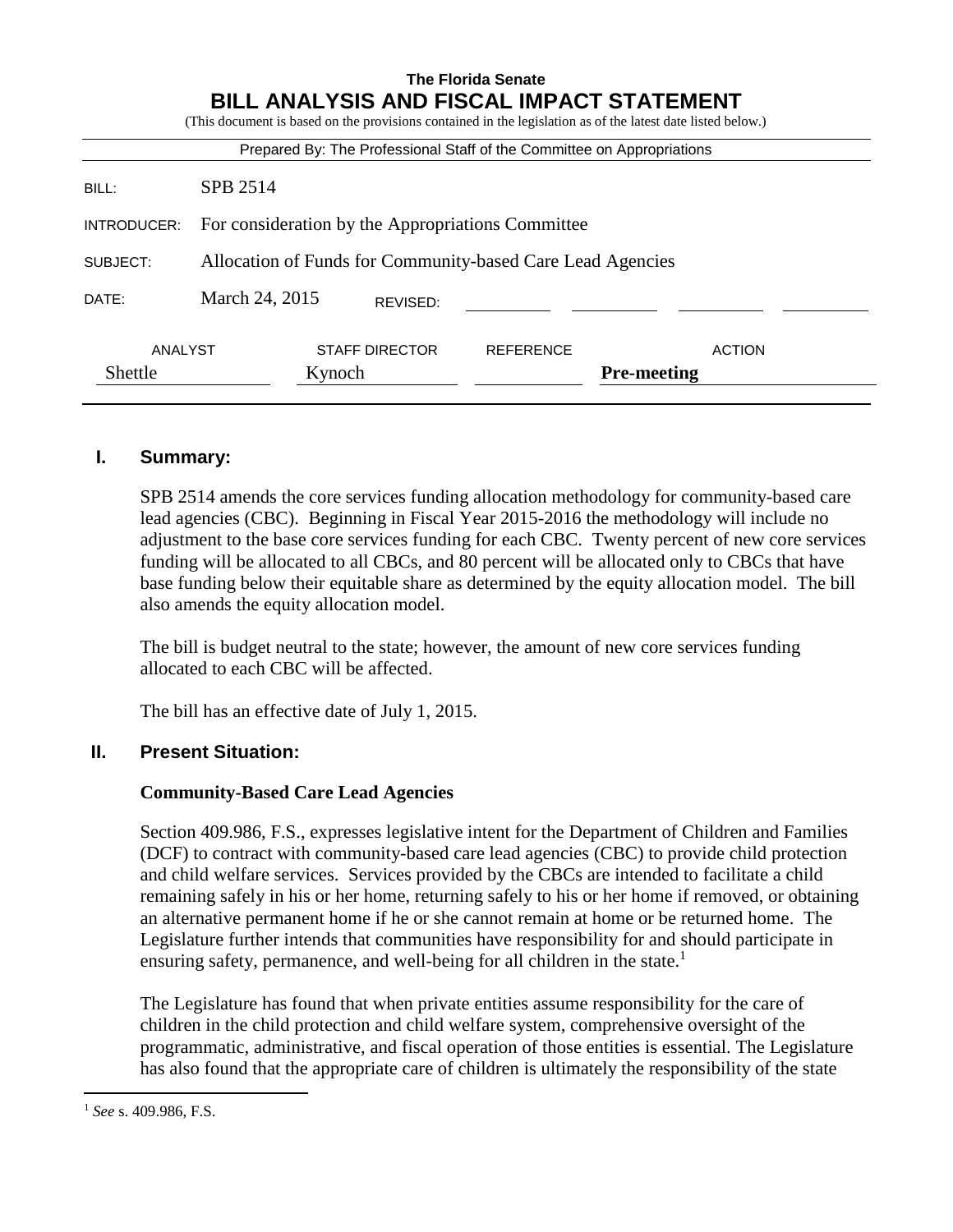**The Florida Senate**

# BILL ANALYSIS AND FISCAL IMPACT STATEMENT

(This document is based on the provisions contained in the legislation as of the latest date listed below.)

Prepared By: The Professional Staff of the Committee on Appropriations

| | |
|---|---|
| BILL: | SPB 2514 |
| INTRODUCER: | For consideration by the Appropriations Committee |
| SUBJECT: | Allocation of Funds for Community-based Care Lead Agencies |
| DATE: | March 24, 2015 REVISED: |

| ANALYST | STAFF DIRECTOR | REFERENCE | ACTION |
|---|---|---|---|
| Shettle | Kynoch | | **Pre-meeting** |

## I. Summary:

SPB 2514 amends the core services funding allocation methodology for community-based care lead agencies (CBC). Beginning in Fiscal Year 2015-2016 the methodology will include no adjustment to the base core services funding for each CBC. Twenty percent of new core services funding will be allocated to all CBCs, and 80 percent will be allocated only to CBCs that have base funding below their equitable share as determined by the equity allocation model. The bill also amends the equity allocation model.

The bill is budget neutral to the state; however, the amount of new core services funding allocated to each CBC will be affected.

The bill has an effective date of July 1, 2015.

## II. Present Situation:

### Community-Based Care Lead Agencies

Section 409.986, F.S., expresses legislative intent for the Department of Children and Families (DCF) to contract with community-based care lead agencies (CBC) to provide child protection and child welfare services. Services provided by the CBCs are intended to facilitate a child remaining safely in his or her home, returning safely to his or her home if removed, or obtaining an alternative permanent home if he or she cannot remain at home or be returned home. The Legislature further intends that communities have responsibility for and should participate in ensuring safety, permanence, and well-being for all children in the state.[1]

The Legislature has found that when private entities assume responsibility for the care of children in the child protection and child welfare system, comprehensive oversight of the programmatic, administrative, and fiscal operation of those entities is essential. The Legislature has also found that the appropriate care of children is ultimately the responsibility of the state

[1] *See* s. 409.986, F.S.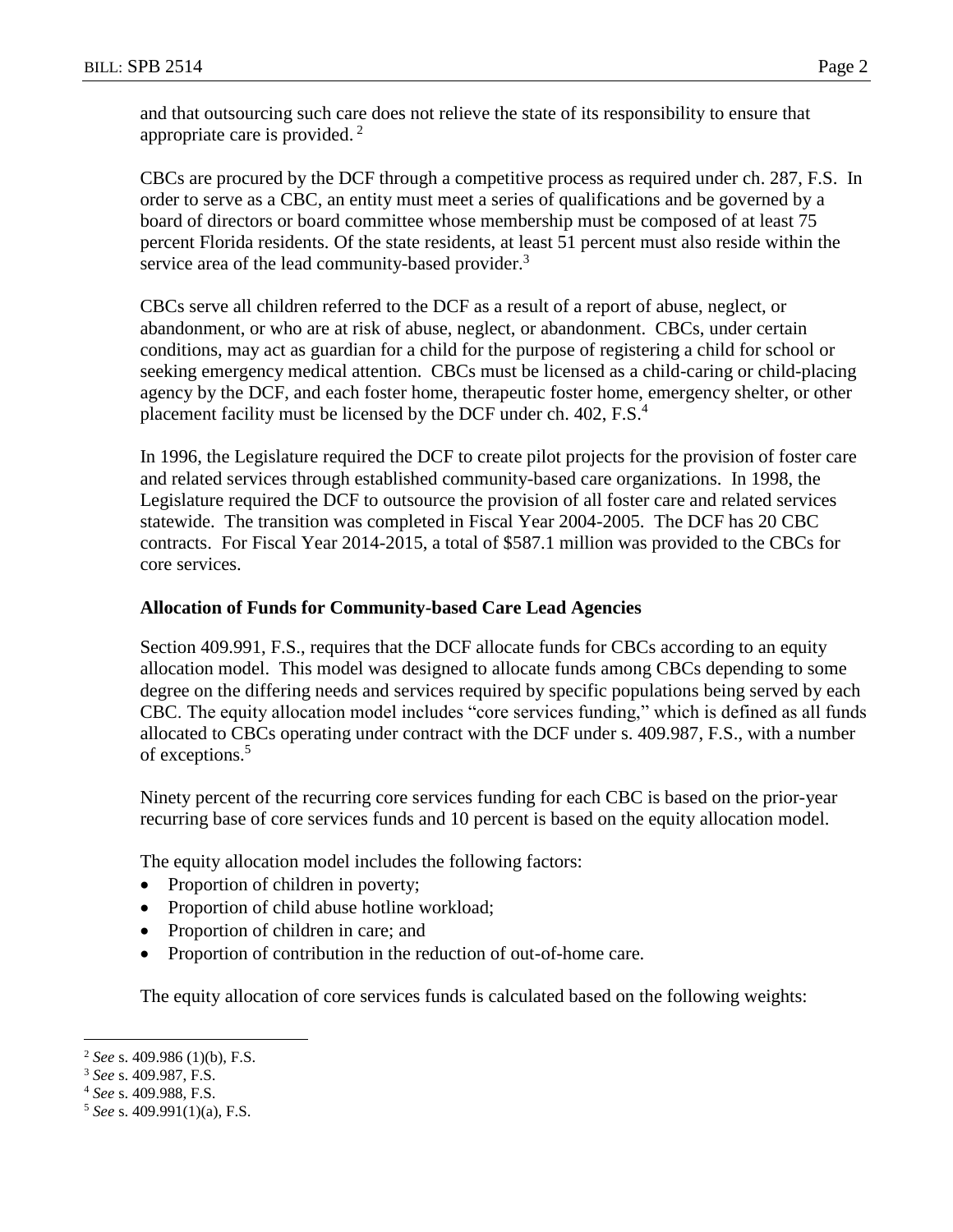and that outsourcing such care does not relieve the state of its responsibility to ensure that appropriate care is provided. [2]

CBCs are procured by the DCF through a competitive process as required under ch. 287, F.S. In order to serve as a CBC, an entity must meet a series of qualifications and be governed by a board of directors or board committee whose membership must be composed of at least 75 percent Florida residents. Of the state residents, at least 51 percent must also reside within the service area of the lead community-based provider.[3]

CBCs serve all children referred to the DCF as a result of a report of abuse, neglect, or abandonment, or who are at risk of abuse, neglect, or abandonment. CBCs, under certain conditions, may act as guardian for a child for the purpose of registering a child for school or seeking emergency medical attention. CBCs must be licensed as a child-caring or child-placing agency by the DCF, and each foster home, therapeutic foster home, emergency shelter, or other placement facility must be licensed by the DCF under ch. 402, F.S.[4]

In 1996, the Legislature required the DCF to create pilot projects for the provision of foster care and related services through established community-based care organizations. In 1998, the Legislature required the DCF to outsource the provision of all foster care and related services statewide. The transition was completed in Fiscal Year 2004-2005. The DCF has 20 CBC contracts. For Fiscal Year 2014-2015, a total of $587.1 million was provided to the CBCs for core services.

**Allocation of Funds for Community-based Care Lead Agencies**

Section 409.991, F.S., requires that the DCF allocate funds for CBCs according to an equity allocation model. This model was designed to allocate funds among CBCs depending to some degree on the differing needs and services required by specific populations being served by each CBC. The equity allocation model includes "core services funding," which is defined as all funds allocated to CBCs operating under contract with the DCF under s. 409.987, F.S., with a number of exceptions.[5]

Ninety percent of the recurring core services funding for each CBC is based on the prior-year recurring base of core services funds and 10 percent is based on the equity allocation model.

The equity allocation model includes the following factors:

- Proportion of children in poverty;
- Proportion of child abuse hotline workload;
- Proportion of children in care; and
- Proportion of contribution in the reduction of out-of-home care.

The equity allocation of core services funds is calculated based on the following weights:

---

[2] *See* s. 409.986 (1)(b), F.S.

[3] *See* s. 409.987, F.S.

[4] *See* s. 409.988, F.S.

[5] *See* s. 409.991(1)(a), F.S.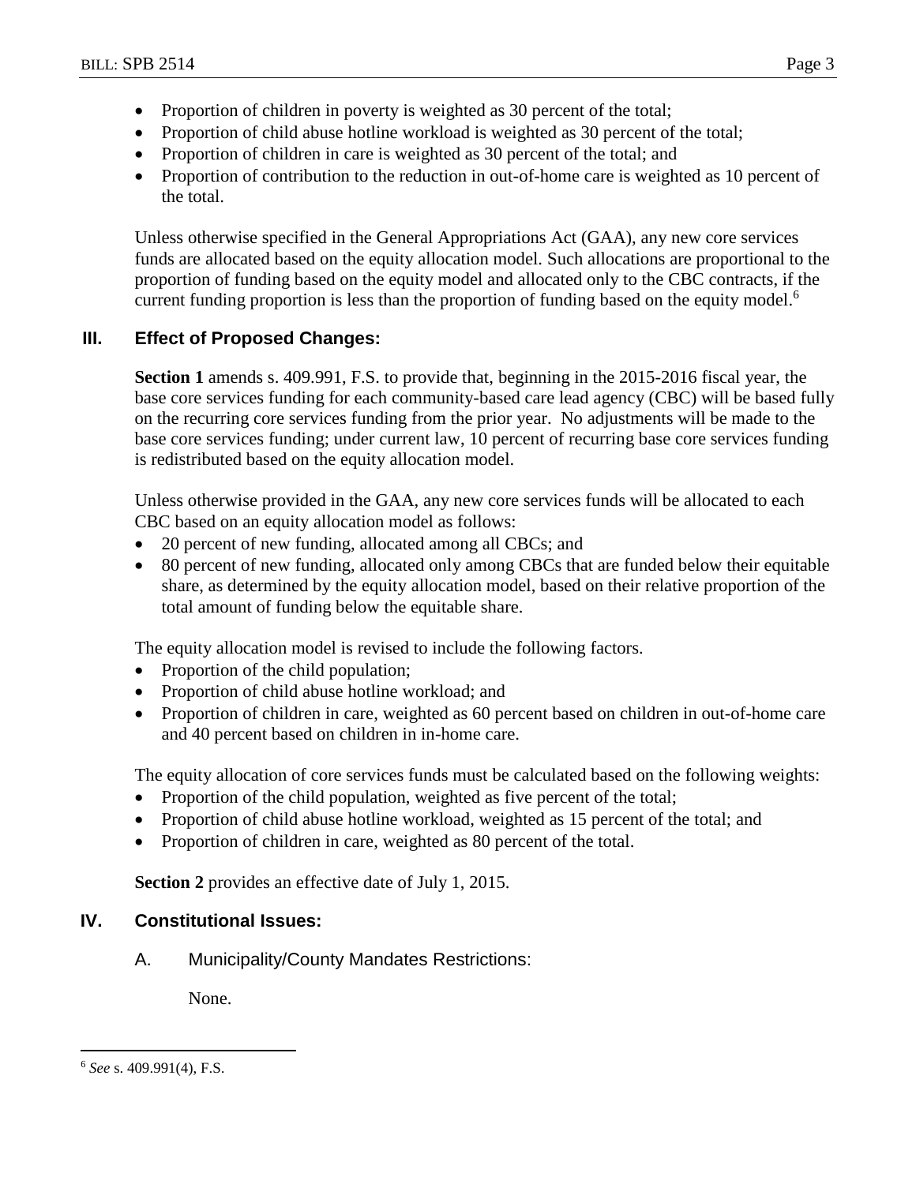- Proportion of children in poverty is weighted as 30 percent of the total;
- Proportion of child abuse hotline workload is weighted as 30 percent of the total;
- Proportion of children in care is weighted as 30 percent of the total; and
- Proportion of contribution to the reduction in out-of-home care is weighted as 10 percent of the total.

Unless otherwise specified in the General Appropriations Act (GAA), any new core services funds are allocated based on the equity allocation model. Such allocations are proportional to the proportion of funding based on the equity model and allocated only to the CBC contracts, if the current funding proportion is less than the proportion of funding based on the equity model.[6]

## III. Effect of Proposed Changes:

**Section 1** amends s. 409.991, F.S. to provide that, beginning in the 2015-2016 fiscal year, the base core services funding for each community-based care lead agency (CBC) will be based fully on the recurring core services funding from the prior year. No adjustments will be made to the base core services funding; under current law, 10 percent of recurring base core services funding is redistributed based on the equity allocation model.

Unless otherwise provided in the GAA, any new core services funds will be allocated to each CBC based on an equity allocation model as follows:

- 20 percent of new funding, allocated among all CBCs; and
- 80 percent of new funding, allocated only among CBCs that are funded below their equitable share, as determined by the equity allocation model, based on their relative proportion of the total amount of funding below the equitable share.

The equity allocation model is revised to include the following factors.

- Proportion of the child population;
- Proportion of child abuse hotline workload; and
- Proportion of children in care, weighted as 60 percent based on children in out-of-home care and 40 percent based on children in in-home care.

The equity allocation of core services funds must be calculated based on the following weights:

- Proportion of the child population, weighted as five percent of the total;
- Proportion of child abuse hotline workload, weighted as 15 percent of the total; and
- Proportion of children in care, weighted as 80 percent of the total.

**Section 2** provides an effective date of July 1, 2015.

## IV. Constitutional Issues:

### A. Municipality/County Mandates Restrictions:

None.

---

[6] *See* s. 409.991(4), F.S.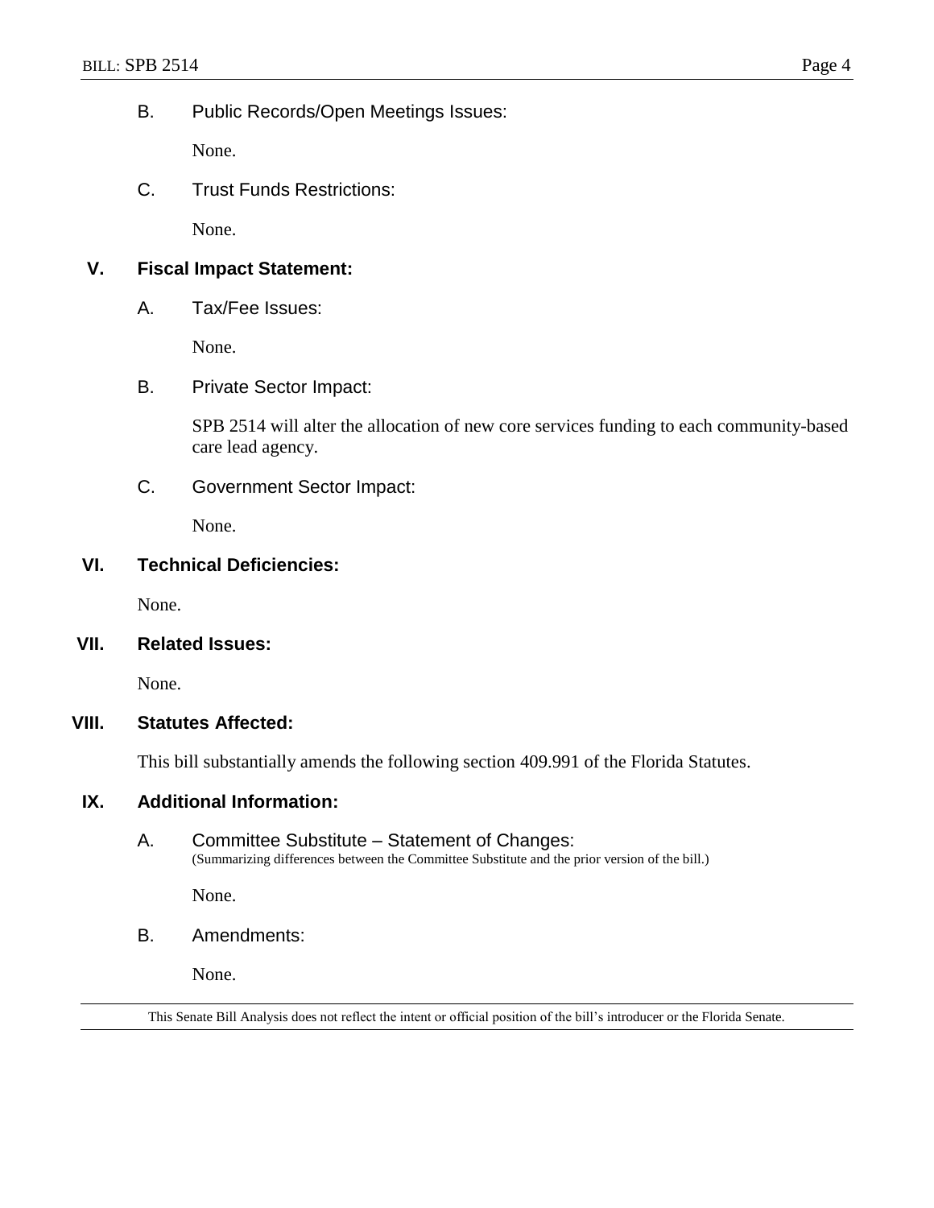B. Public Records/Open Meetings Issues:

None.

C. Trust Funds Restrictions:

None.

## V. Fiscal Impact Statement:

A. Tax/Fee Issues:

None.

B. Private Sector Impact:

SPB 2514 will alter the allocation of new core services funding to each community-based care lead agency.

C. Government Sector Impact:

None.

## VI. Technical Deficiencies:

None.

## VII. Related Issues:

None.

## VIII. Statutes Affected:

This bill substantially amends the following section 409.991 of the Florida Statutes.

## IX. Additional Information:

A. Committee Substitute – Statement of Changes:
(Summarizing differences between the Committee Substitute and the prior version of the bill.)

None.

B. Amendments:

None.

This Senate Bill Analysis does not reflect the intent or official position of the bill's introducer or the Florida Senate.